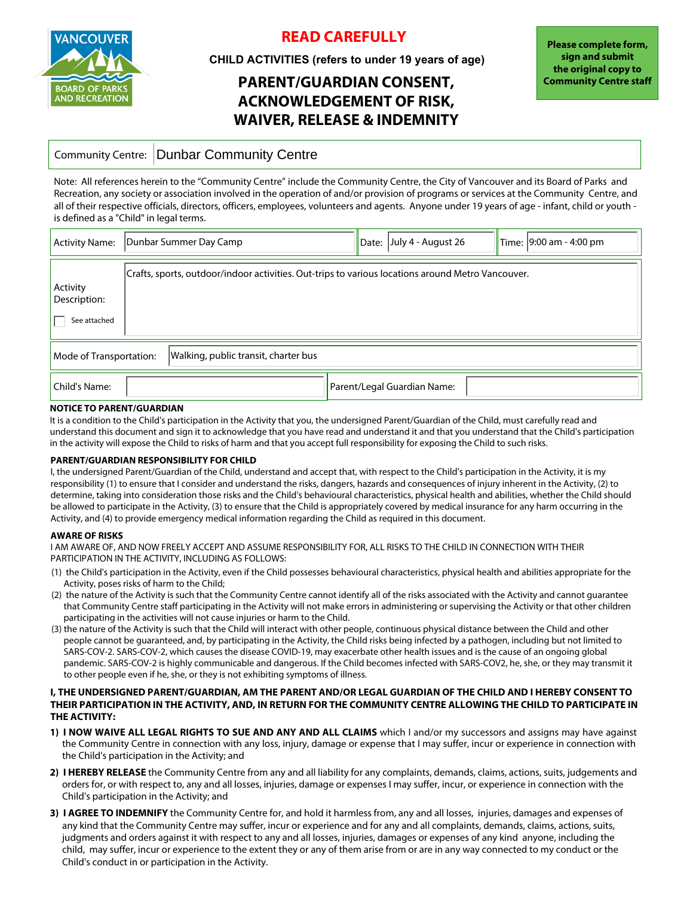VANCOUVER BOARD OF PARKS AND RECREATION

# READ CAREFULLY

**CHILD ACTIVITIES (refers to under 19 years of age)**

## PARENT/GUARDIAN CONSENT, ACKNOWLEDGEMENT OF RISK, WAIVER, RELEASE & INDEMNITY

**Please complete form, sign and submit the original copy to Community Centre staff**

| Community Centre: | Dunbar Community Centre |
|---|---|

Note: All references herein to the "Community Centre" include the Community Centre, the City of Vancouver and its Board of Parks and Recreation, any society or association involved in the operation of and/or provision of programs or services at the Community Centre, and all of their respective officials, directors, officers, employees, volunteers and agents. Anyone under 19 years of age - infant, child or youth - is defined as a "Child" in legal terms.

| Activity Name: | Dunbar Summer Day Camp | Date: | July 4 - August 26 | Time: | 9:00 am - 4:00 pm |
|---|---|---|---|---|---|

| Activity Description: ☐ See attached | Crafts, sports, outdoor/indoor activities. Out-trips to various locations around Metro Vancouver. |
|---|---|

| Mode of Transportation: | Walking, public transit, charter bus |
|---|---|

| Child's Name: | | Parent/Legal Guardian Name: | |
|---|---|---|---|

**NOTICE TO PARENT/GUARDIAN**

It is a condition to the Child's participation in the Activity that you, the undersigned Parent/Guardian of the Child, must carefully read and understand this document and sign it to acknowledge that you have read and understand it and that you understand that the Child's participation in the activity will expose the Child to risks of harm and that you accept full responsibility for exposing the Child to such risks.

**PARENT/GUARDIAN RESPONSIBILITY FOR CHILD**

I, the undersigned Parent/Guardian of the Child, understand and accept that, with respect to the Child's participation in the Activity, it is my responsibility (1) to ensure that I consider and understand the risks, dangers, hazards and consequences of injury inherent in the Activity, (2) to determine, taking into consideration those risks and the Child's behavioural characteristics, physical health and abilities, whether the Child should be allowed to participate in the Activity, (3) to ensure that the Child is appropriately covered by medical insurance for any harm occurring in the Activity, and (4) to provide emergency medical information regarding the Child as required in this document.

**AWARE OF RISKS**

I AM AWARE OF, AND NOW FREELY ACCEPT AND ASSUME RESPONSIBILITY FOR, ALL RISKS TO THE CHILD IN CONNECTION WITH THEIR PARTICIPATION IN THE ACTIVITY, INCLUDING AS FOLLOWS:

(1) the Child's participation in the Activity, even if the Child possesses behavioural characteristics, physical health and abilities appropriate for the Activity, poses risks of harm to the Child;

(2) the nature of the Activity is such that the Community Centre cannot identify all of the risks associated with the Activity and cannot guarantee that Community Centre staff participating in the Activity will not make errors in administering or supervising the Activity or that other children participating in the activities will not cause injuries or harm to the Child.

(3) the nature of the Activity is such that the Child will interact with other people, continuous physical distance between the Child and other people cannot be guaranteed, and, by participating in the Activity, the Child risks being infected by a pathogen, including but not limited to SARS-COV-2. SARS-COV-2, which causes the disease COVID-19, may exacerbate other health issues and is the cause of an ongoing global pandemic. SARS-COV-2 is highly communicable and dangerous. If the Child becomes infected with SARS-COV2, he, she, or they may transmit it to other people even if he, she, or they is not exhibiting symptoms of illness.

**I, THE UNDERSIGNED PARENT/GUARDIAN, AM THE PARENT AND/OR LEGAL GUARDIAN OF THE CHILD AND I HEREBY CONSENT TO THEIR PARTICIPATION IN THE ACTIVITY, AND, IN RETURN FOR THE COMMUNITY CENTRE ALLOWING THE CHILD TO PARTICIPATE IN THE ACTIVITY:**

1) **I NOW WAIVE ALL LEGAL RIGHTS TO SUE AND ANY AND ALL CLAIMS** which I and/or my successors and assigns may have against the Community Centre in connection with any loss, injury, damage or expense that I may suffer, incur or experience in connection with the Child's participation in the Activity; and

2) **I HEREBY RELEASE** the Community Centre from any and all liability for any complaints, demands, claims, actions, suits, judgements and orders for, or with respect to, any and all losses, injuries, damage or expenses I may suffer, incur, or experience in connection with the Child's participation in the Activity; and

3) **I AGREE TO INDEMNIFY** the Community Centre for, and hold it harmless from, any and all losses, injuries, damages and expenses of any kind that the Community Centre may suffer, incur or experience and for any and all complaints, demands, claims, actions, suits, judgments and orders against it with respect to any and all losses, injuries, damages or expenses of any kind anyone, including the child, may suffer, incur or experience to the extent they or any of them arise from or are in any way connected to my conduct or the Child's conduct in or participation in the Activity.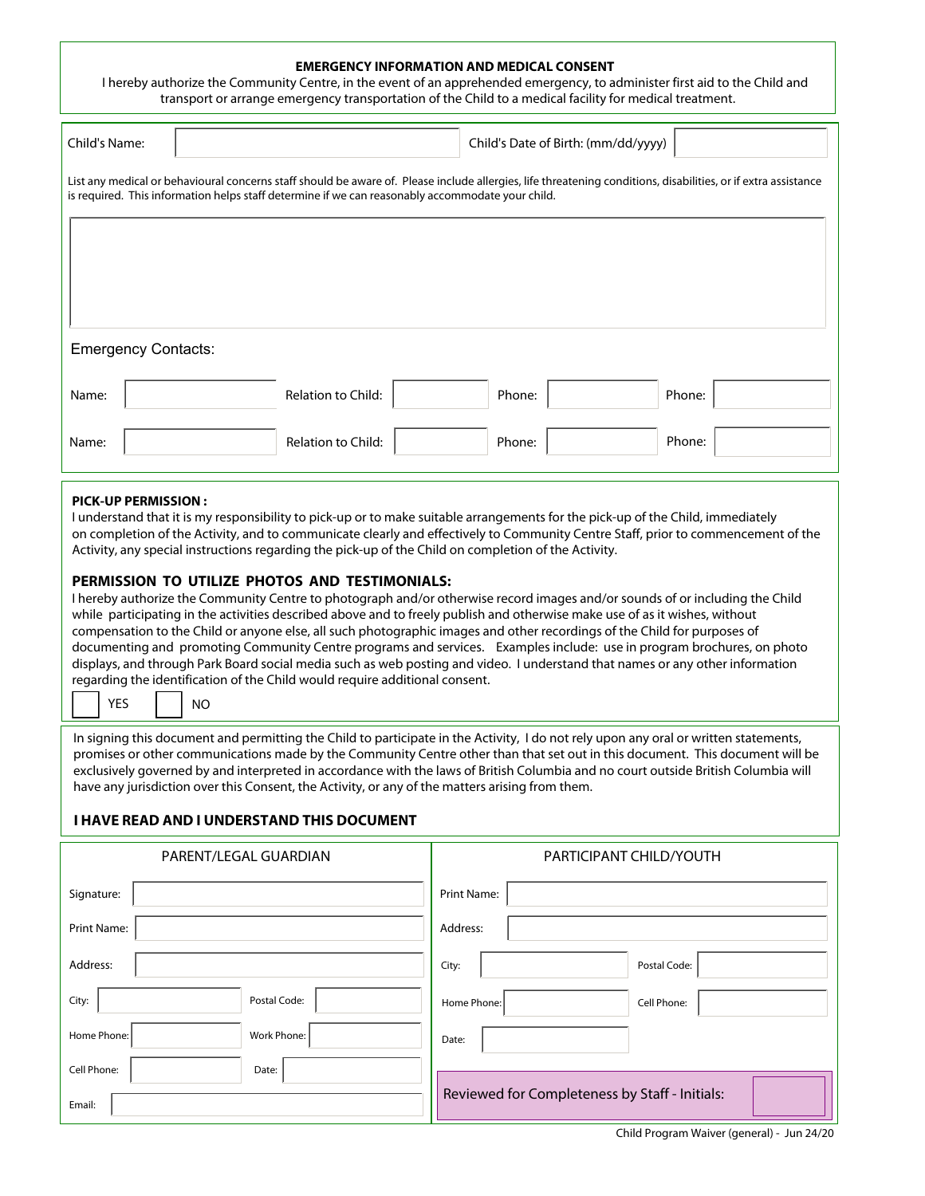**EMERGENCY INFORMATION AND MEDICAL CONSENT**

I hereby authorize the Community Centre, in the event of an apprehended emergency, to administer first aid to the Child and transport or arrange emergency transportation of the Child to a medical facility for medical treatment.

Child's Name: ____________________ Child's Date of Birth: (mm/dd/yyyy) ____________

List any medical or behavioural concerns staff should be aware of. Please include allergies, life threatening conditions, disabilities, or if extra assistance is required. This information helps staff determine if we can reasonably accommodate your child.

Emergency Contacts:

| | | | | | | | |
|---|---|---|---|---|---|---|---|
| Name: | | Relation to Child: | | Phone: | | Phone: | |
| Name: | | Relation to Child: | | Phone: | | Phone: | |

**PICK-UP PERMISSION :**

I understand that it is my responsibility to pick-up or to make suitable arrangements for the pick-up of the Child, immediately on completion of the Activity, and to communicate clearly and effectively to Community Centre Staff, prior to commencement of the Activity, any special instructions regarding the pick-up of the Child on completion of the Activity.

**PERMISSION TO UTILIZE PHOTOS AND TESTIMONIALS:**

I hereby authorize the Community Centre to photograph and/or otherwise record images and/or sounds of or including the Child while participating in the activities described above and to freely publish and otherwise make use of as it wishes, without compensation to the Child or anyone else, all such photographic images and other recordings of the Child for purposes of documenting and promoting Community Centre programs and services. Examples include: use in program brochures, on photo displays, and through Park Board social media such as web posting and video. I understand that names or any other information regarding the identification of the Child would require additional consent.

☐ YES ☐ NO

In signing this document and permitting the Child to participate in the Activity, I do not rely upon any oral or written statements, promises or other communications made by the Community Centre other than that set out in this document. This document will be exclusively governed by and interpreted in accordance with the laws of British Columbia and no court outside British Columbia will have any jurisdiction over this Consent, the Activity, or any of the matters arising from them.

**I HAVE READ AND I UNDERSTAND THIS DOCUMENT**

| PARENT/LEGAL GUARDIAN | | PARTICIPANT CHILD/YOUTH | |
|---|---|---|---|
| Signature: | | Print Name: | |
| Print Name: | | Address: | |
| Address: | | City: | Postal Code: |
| City: | Postal Code: | Home Phone: | Cell Phone: |
| Home Phone: | Work Phone: | Date: | |
| Cell Phone: | Date: | Reviewed for Completeness by Staff - Initials: | |
| Email: | | | |

Child Program Waiver (general) - Jun 24/20